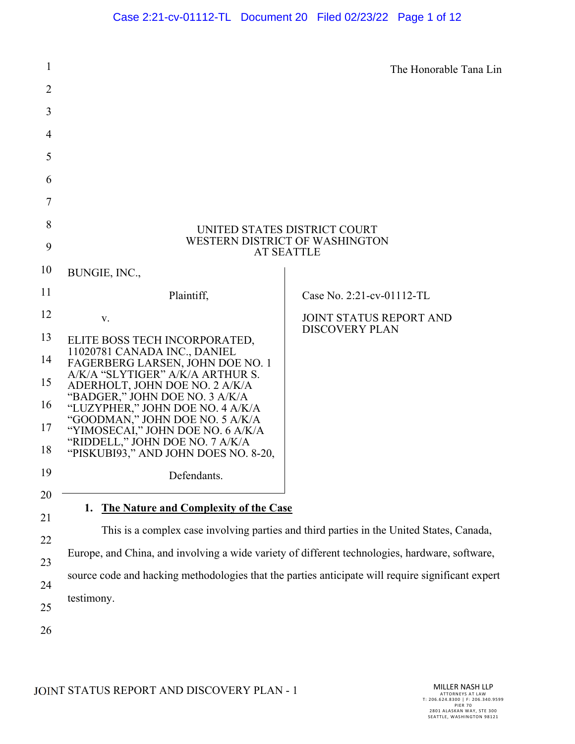The Honorable Tana Lin

UNITED STATES DISTRICT COURT
WESTERN DISTRICT OF WASHINGTON
AT SEATTLE

| | |
|---|---|
| BUNGIE, INC.,<br><br>Plaintiff,<br><br>v.<br><br>ELITE BOSS TECH INCORPORATED, 11020781 CANADA INC., DANIEL FAGERBERG LARSEN, JOHN DOE NO. 1 A/K/A "SLYTIGER" A/K/A ARTHUR S. ADERHOLT, JOHN DOE NO. 2 A/K/A "BADGER," JOHN DOE NO. 3 A/K/A "LUZYPHER," JOHN DOE NO. 4 A/K/A "GOODMAN," JOHN DOE NO. 5 A/K/A "YIMOSECAI," JOHN DOE NO. 6 A/K/A "RIDDELL," JOHN DOE NO. 7 A/K/A "PISKUBI93," AND JOHN DOES NO. 8-20,<br><br>Defendants. | Case No. 2:21-cv-01112-TL<br><br>JOINT STATUS REPORT AND DISCOVERY PLAN |

## 1. The Nature and Complexity of the Case

This is a complex case involving parties and third parties in the United States, Canada, Europe, and China, and involving a wide variety of different technologies, hardware, software, source code and hacking methodologies that the parties anticipate will require significant expert testimony.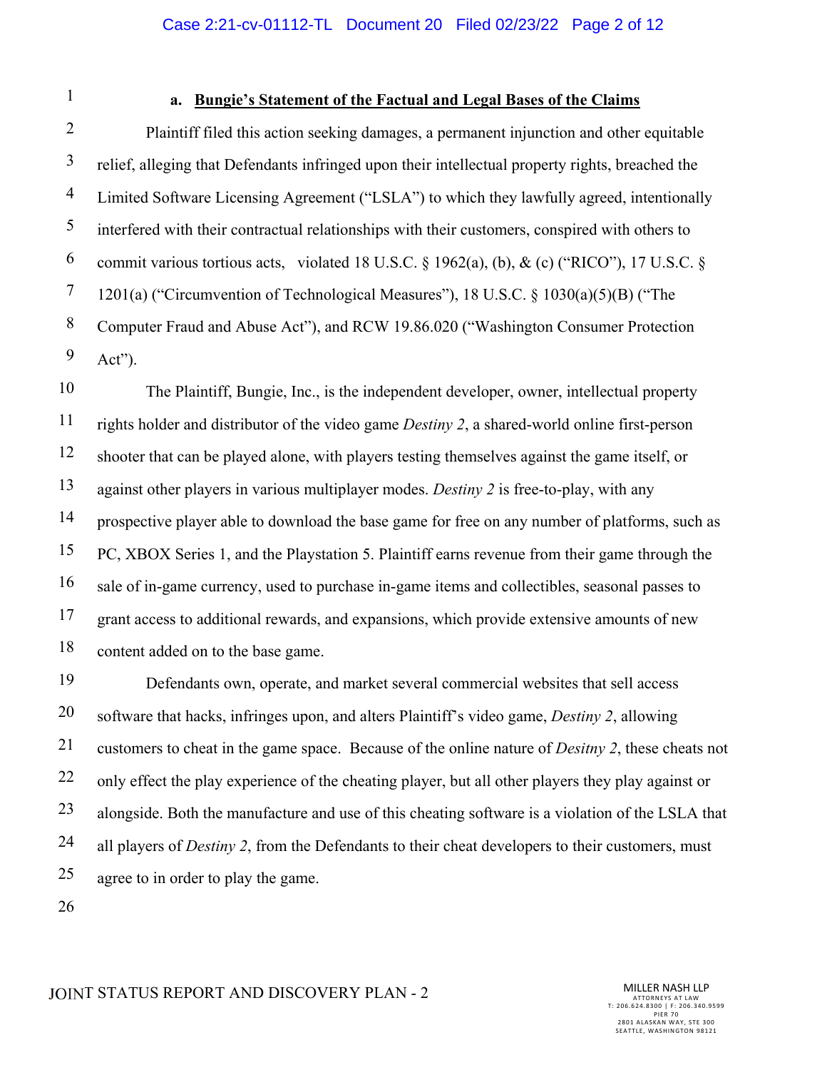### a. <u>Bungie's Statement of the Factual and Legal Bases of the Claims</u>

Plaintiff filed this action seeking damages, a permanent injunction and other equitable relief, alleging that Defendants infringed upon their intellectual property rights, breached the Limited Software Licensing Agreement ("LSLA") to which they lawfully agreed, intentionally interfered with their contractual relationships with their customers, conspired with others to commit various tortious acts, violated 18 U.S.C. § 1962(a), (b), & (c) ("RICO"), 17 U.S.C. § 1201(a) ("Circumvention of Technological Measures"), 18 U.S.C. § 1030(a)(5)(B) ("The Computer Fraud and Abuse Act"), and RCW 19.86.020 ("Washington Consumer Protection Act").

The Plaintiff, Bungie, Inc., is the independent developer, owner, intellectual property rights holder and distributor of the video game *Destiny 2*, a shared-world online first-person shooter that can be played alone, with players testing themselves against the game itself, or against other players in various multiplayer modes. *Destiny 2* is free-to-play, with any prospective player able to download the base game for free on any number of platforms, such as PC, XBOX Series 1, and the Playstation 5. Plaintiff earns revenue from their game through the sale of in-game currency, used to purchase in-game items and collectibles, seasonal passes to grant access to additional rewards, and expansions, which provide extensive amounts of new content added on to the base game.

Defendants own, operate, and market several commercial websites that sell access software that hacks, infringes upon, and alters Plaintiff's video game, *Destiny 2*, allowing customers to cheat in the game space. Because of the online nature of *Desitny 2*, these cheats not only effect the play experience of the cheating player, but all other players they play against or alongside. Both the manufacture and use of this cheating software is a violation of the LSLA that all players of *Destiny 2*, from the Defendants to their cheat developers to their customers, must agree to in order to play the game.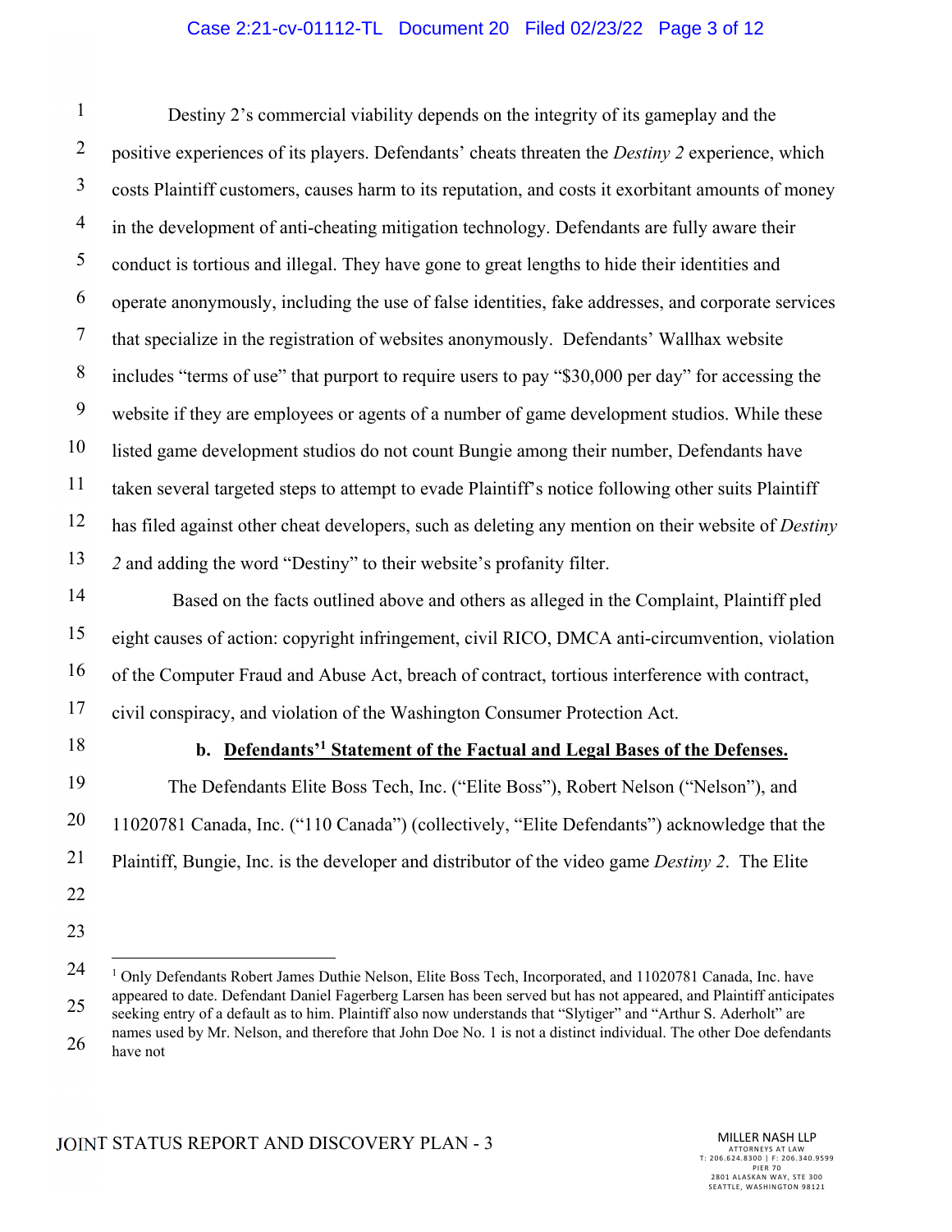Destiny 2's commercial viability depends on the integrity of its gameplay and the positive experiences of its players. Defendants' cheats threaten the *Destiny 2* experience, which costs Plaintiff customers, causes harm to its reputation, and costs it exorbitant amounts of money in the development of anti-cheating mitigation technology. Defendants are fully aware their conduct is tortious and illegal. They have gone to great lengths to hide their identities and operate anonymously, including the use of false identities, fake addresses, and corporate services that specialize in the registration of websites anonymously. Defendants' Wallhax website includes "terms of use" that purport to require users to pay "$30,000 per day" for accessing the website if they are employees or agents of a number of game development studios. While these listed game development studios do not count Bungie among their number, Defendants have taken several targeted steps to attempt to evade Plaintiff's notice following other suits Plaintiff has filed against other cheat developers, such as deleting any mention on their website of *Destiny 2* and adding the word "Destiny" to their website's profanity filter.

Based on the facts outlined above and others as alleged in the Complaint, Plaintiff pled eight causes of action: copyright infringement, civil RICO, DMCA anti-circumvention, violation of the Computer Fraud and Abuse Act, breach of contract, tortious interference with contract, civil conspiracy, and violation of the Washington Consumer Protection Act.

**b. <u>Defendants'[1] Statement of the Factual and Legal Bases of the Defenses.</u>**

The Defendants Elite Boss Tech, Inc. ("Elite Boss"), Robert Nelson ("Nelson"), and 11020781 Canada, Inc. ("110 Canada") (collectively, "Elite Defendants") acknowledge that the Plaintiff, Bungie, Inc. is the developer and distributor of the video game *Destiny 2*. The Elite

---

[1] Only Defendants Robert James Duthie Nelson, Elite Boss Tech, Incorporated, and 11020781 Canada, Inc. have appeared to date. Defendant Daniel Fagerberg Larsen has been served but has not appeared, and Plaintiff anticipates seeking entry of a default as to him. Plaintiff also now understands that "Slytiger" and "Arthur S. Aderholt" are names used by Mr. Nelson, and therefore that John Doe No. 1 is not a distinct individual. The other Doe defendants have not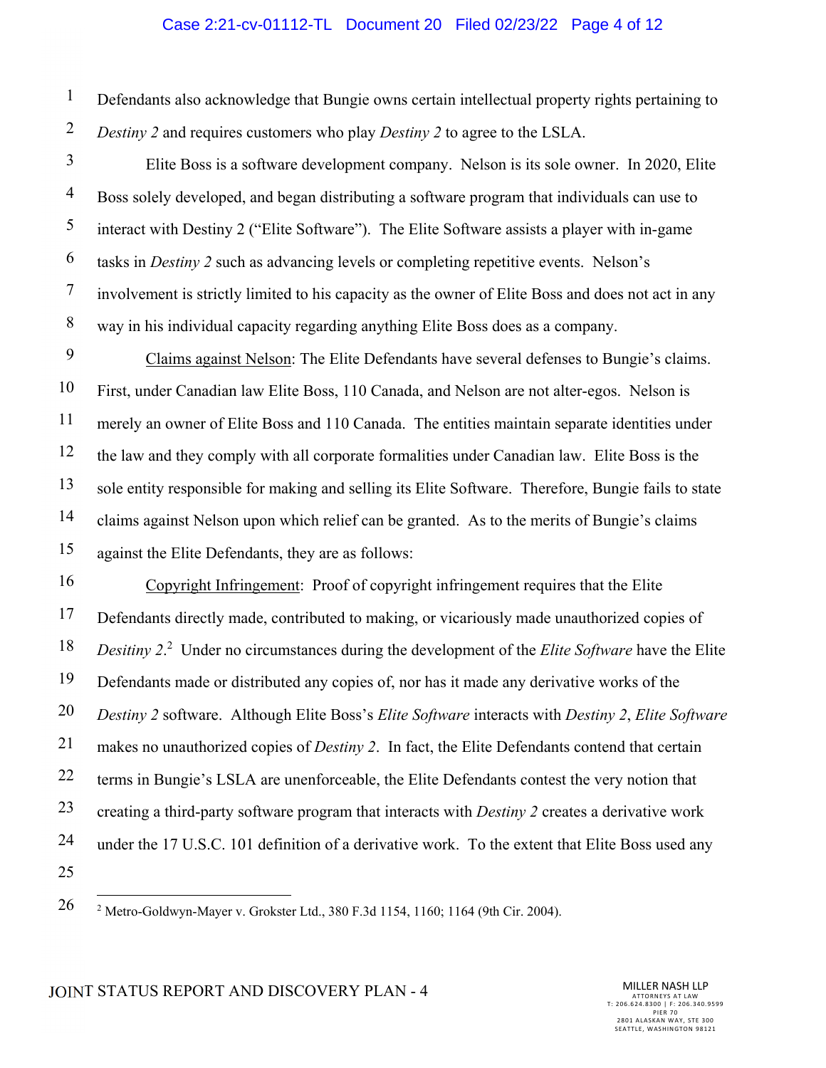Defendants also acknowledge that Bungie owns certain intellectual property rights pertaining to *Destiny 2* and requires customers who play *Destiny 2* to agree to the LSLA.

Elite Boss is a software development company. Nelson is its sole owner. In 2020, Elite Boss solely developed, and began distributing a software program that individuals can use to interact with Destiny 2 ("Elite Software"). The Elite Software assists a player with in-game tasks in *Destiny 2* such as advancing levels or completing repetitive events. Nelson's involvement is strictly limited to his capacity as the owner of Elite Boss and does not act in any way in his individual capacity regarding anything Elite Boss does as a company.

Claims against Nelson: The Elite Defendants have several defenses to Bungie's claims. First, under Canadian law Elite Boss, 110 Canada, and Nelson are not alter-egos. Nelson is merely an owner of Elite Boss and 110 Canada. The entities maintain separate identities under the law and they comply with all corporate formalities under Canadian law. Elite Boss is the sole entity responsible for making and selling its Elite Software. Therefore, Bungie fails to state claims against Nelson upon which relief can be granted. As to the merits of Bungie's claims against the Elite Defendants, they are as follows:

Copyright Infringement: Proof of copyright infringement requires that the Elite Defendants directly made, contributed to making, or vicariously made unauthorized copies of *Desitiny 2*.[2] Under no circumstances during the development of the *Elite Software* have the Elite Defendants made or distributed any copies of, nor has it made any derivative works of the *Destiny 2* software. Although Elite Boss's *Elite Software* interacts with *Destiny 2*, *Elite Software* makes no unauthorized copies of *Destiny 2*. In fact, the Elite Defendants contend that certain terms in Bungie's LSLA are unenforceable, the Elite Defendants contest the very notion that creating a third-party software program that interacts with *Destiny 2* creates a derivative work under the 17 U.S.C. 101 definition of a derivative work. To the extent that Elite Boss used any

[2] Metro-Goldwyn-Mayer v. Grokster Ltd., 380 F.3d 1154, 1160; 1164 (9th Cir. 2004).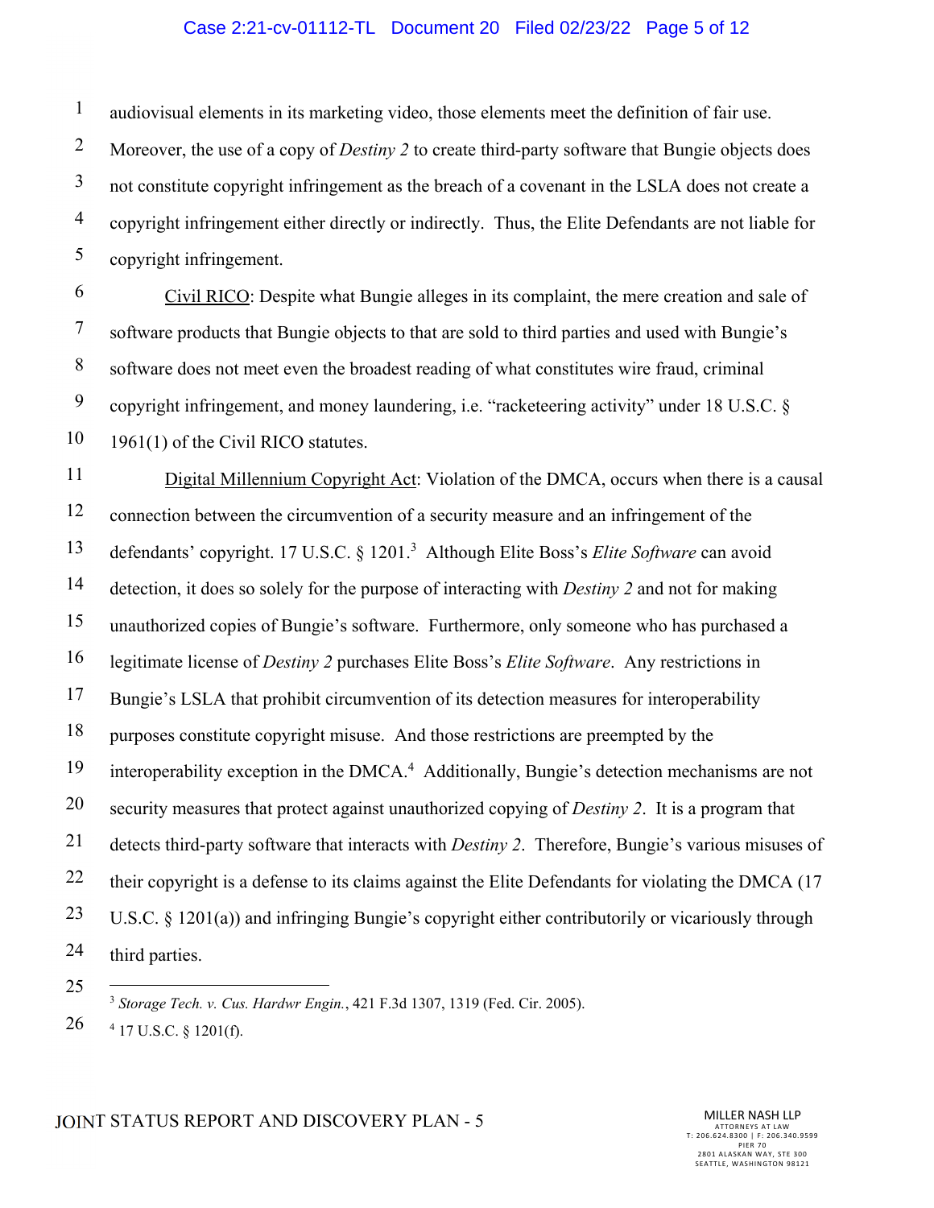audiovisual elements in its marketing video, those elements meet the definition of fair use. Moreover, the use of a copy of *Destiny 2* to create third-party software that Bungie objects does not constitute copyright infringement as the breach of a covenant in the LSLA does not create a copyright infringement either directly or indirectly. Thus, the Elite Defendants are not liable for copyright infringement.

Civil RICO: Despite what Bungie alleges in its complaint, the mere creation and sale of software products that Bungie objects to that are sold to third parties and used with Bungie's software does not meet even the broadest reading of what constitutes wire fraud, criminal copyright infringement, and money laundering, i.e. "racketeering activity" under 18 U.S.C. § 1961(1) of the Civil RICO statutes.

Digital Millennium Copyright Act: Violation of the DMCA, occurs when there is a causal connection between the circumvention of a security measure and an infringement of the defendants' copyright. 17 U.S.C. § 1201.[3] Although Elite Boss's *Elite Software* can avoid detection, it does so solely for the purpose of interacting with *Destiny 2* and not for making unauthorized copies of Bungie's software. Furthermore, only someone who has purchased a legitimate license of *Destiny 2* purchases Elite Boss's *Elite Software*. Any restrictions in Bungie's LSLA that prohibit circumvention of its detection measures for interoperability purposes constitute copyright misuse. And those restrictions are preempted by the interoperability exception in the DMCA.[4] Additionally, Bungie's detection mechanisms are not security measures that protect against unauthorized copying of *Destiny 2*. It is a program that detects third-party software that interacts with *Destiny 2*. Therefore, Bungie's various misuses of their copyright is a defense to its claims against the Elite Defendants for violating the DMCA (17 U.S.C. § 1201(a)) and infringing Bungie's copyright either contributorily or vicariously through third parties.

---

[3] *Storage Tech. v. Cus. Hardwr Engin.*, 421 F.3d 1307, 1319 (Fed. Cir. 2005).

[4] 17 U.S.C. § 1201(f).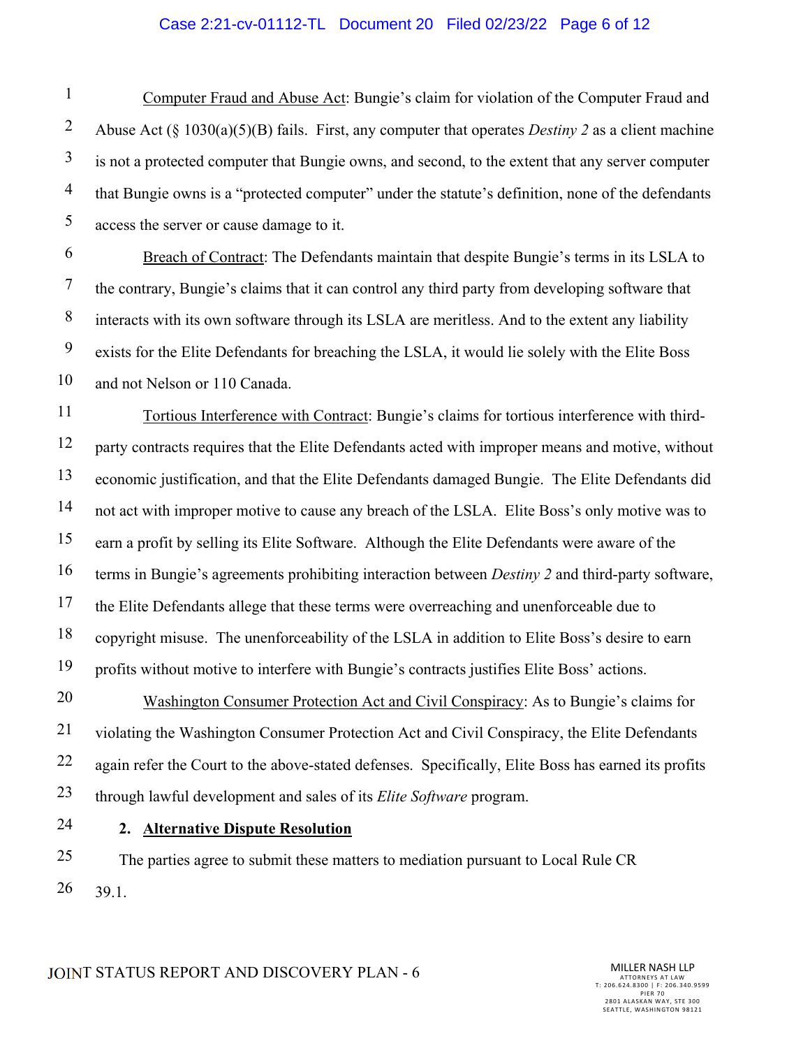<u>Computer Fraud and Abuse Act</u>: Bungie's claim for violation of the Computer Fraud and Abuse Act (§ 1030(a)(5)(B) fails. First, any computer that operates *Destiny 2* as a client machine is not a protected computer that Bungie owns, and second, to the extent that any server computer that Bungie owns is a "protected computer" under the statute's definition, none of the defendants access the server or cause damage to it.

<u>Breach of Contract</u>: The Defendants maintain that despite Bungie's terms in its LSLA to the contrary, Bungie's claims that it can control any third party from developing software that interacts with its own software through its LSLA are meritless. And to the extent any liability exists for the Elite Defendants for breaching the LSLA, it would lie solely with the Elite Boss and not Nelson or 110 Canada.

<u>Tortious Interference with Contract</u>: Bungie's claims for tortious interference with third-party contracts requires that the Elite Defendants acted with improper means and motive, without economic justification, and that the Elite Defendants damaged Bungie. The Elite Defendants did not act with improper motive to cause any breach of the LSLA. Elite Boss's only motive was to earn a profit by selling its Elite Software. Although the Elite Defendants were aware of the terms in Bungie's agreements prohibiting interaction between *Destiny 2* and third-party software, the Elite Defendants allege that these terms were overreaching and unenforceable due to copyright misuse. The unenforceability of the LSLA in addition to Elite Boss's desire to earn profits without motive to interfere with Bungie's contracts justifies Elite Boss' actions.

<u>Washington Consumer Protection Act and Civil Conspiracy</u>: As to Bungie's claims for violating the Washington Consumer Protection Act and Civil Conspiracy, the Elite Defendants again refer the Court to the above-stated defenses. Specifically, Elite Boss has earned its profits through lawful development and sales of its *Elite Software* program.

### 2. <u>Alternative Dispute Resolution</u>

The parties agree to submit these matters to mediation pursuant to Local Rule CR 39.1.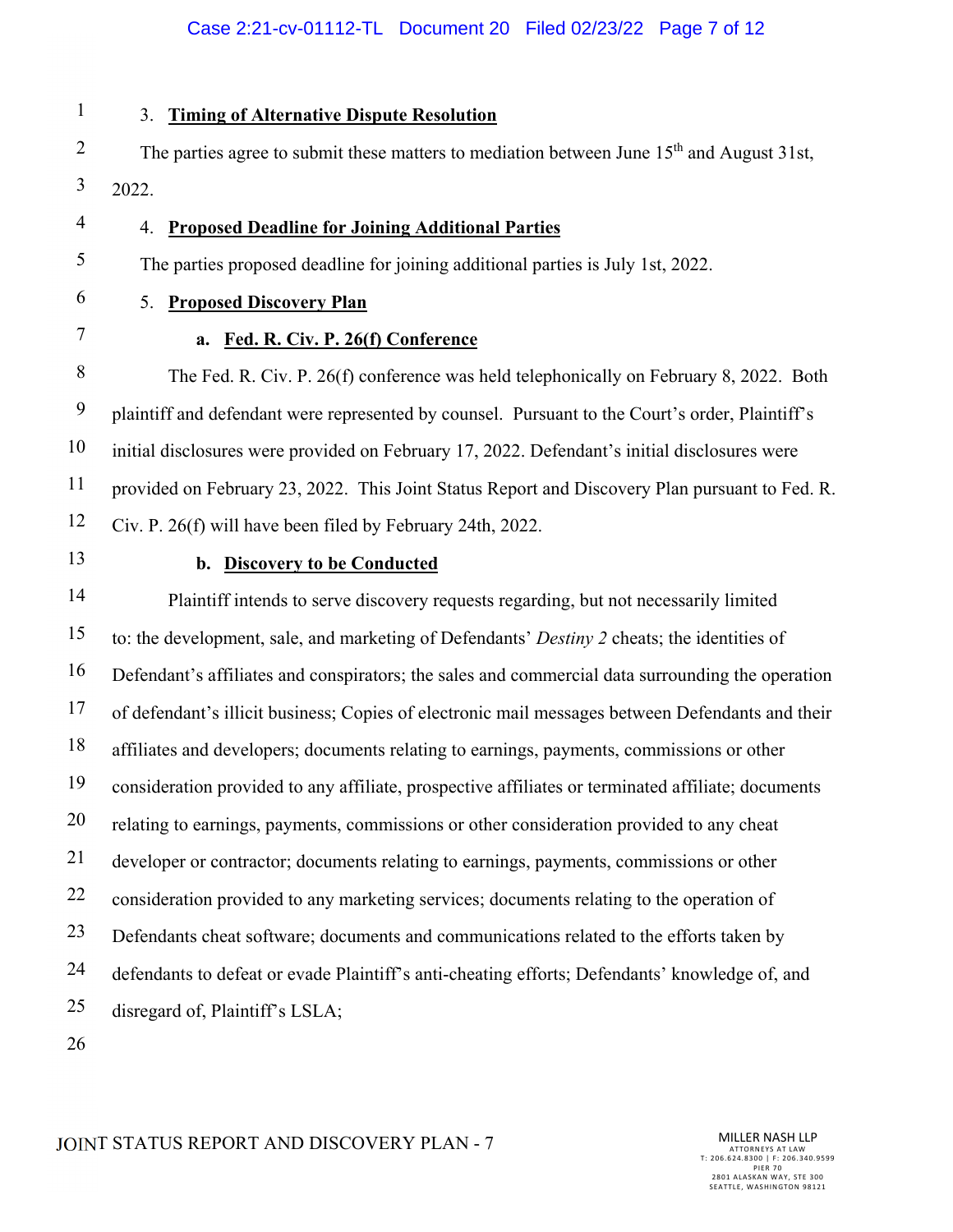3. **Timing of Alternative Dispute Resolution**

The parties agree to submit these matters to mediation between June 15th and August 31st, 2022.

4. **Proposed Deadline for Joining Additional Parties**

The parties proposed deadline for joining additional parties is July 1st, 2022.

5. **Proposed Discovery Plan**

**a. Fed. R. Civ. P. 26(f) Conference**

The Fed. R. Civ. P. 26(f) conference was held telephonically on February 8, 2022. Both plaintiff and defendant were represented by counsel. Pursuant to the Court's order, Plaintiff's initial disclosures were provided on February 17, 2022. Defendant's initial disclosures were provided on February 23, 2022. This Joint Status Report and Discovery Plan pursuant to Fed. R. Civ. P. 26(f) will have been filed by February 24th, 2022.

**b. Discovery to be Conducted**

Plaintiff intends to serve discovery requests regarding, but not necessarily limited to: the development, sale, and marketing of Defendants' *Destiny 2* cheats; the identities of Defendant's affiliates and conspirators; the sales and commercial data surrounding the operation of defendant's illicit business; Copies of electronic mail messages between Defendants and their affiliates and developers; documents relating to earnings, payments, commissions or other consideration provided to any affiliate, prospective affiliates or terminated affiliate; documents relating to earnings, payments, commissions or other consideration provided to any cheat developer or contractor; documents relating to earnings, payments, commissions or other consideration provided to any marketing services; documents relating to the operation of Defendants cheat software; documents and communications related to the efforts taken by defendants to defeat or evade Plaintiff's anti-cheating efforts; Defendants' knowledge of, and disregard of, Plaintiff's LSLA;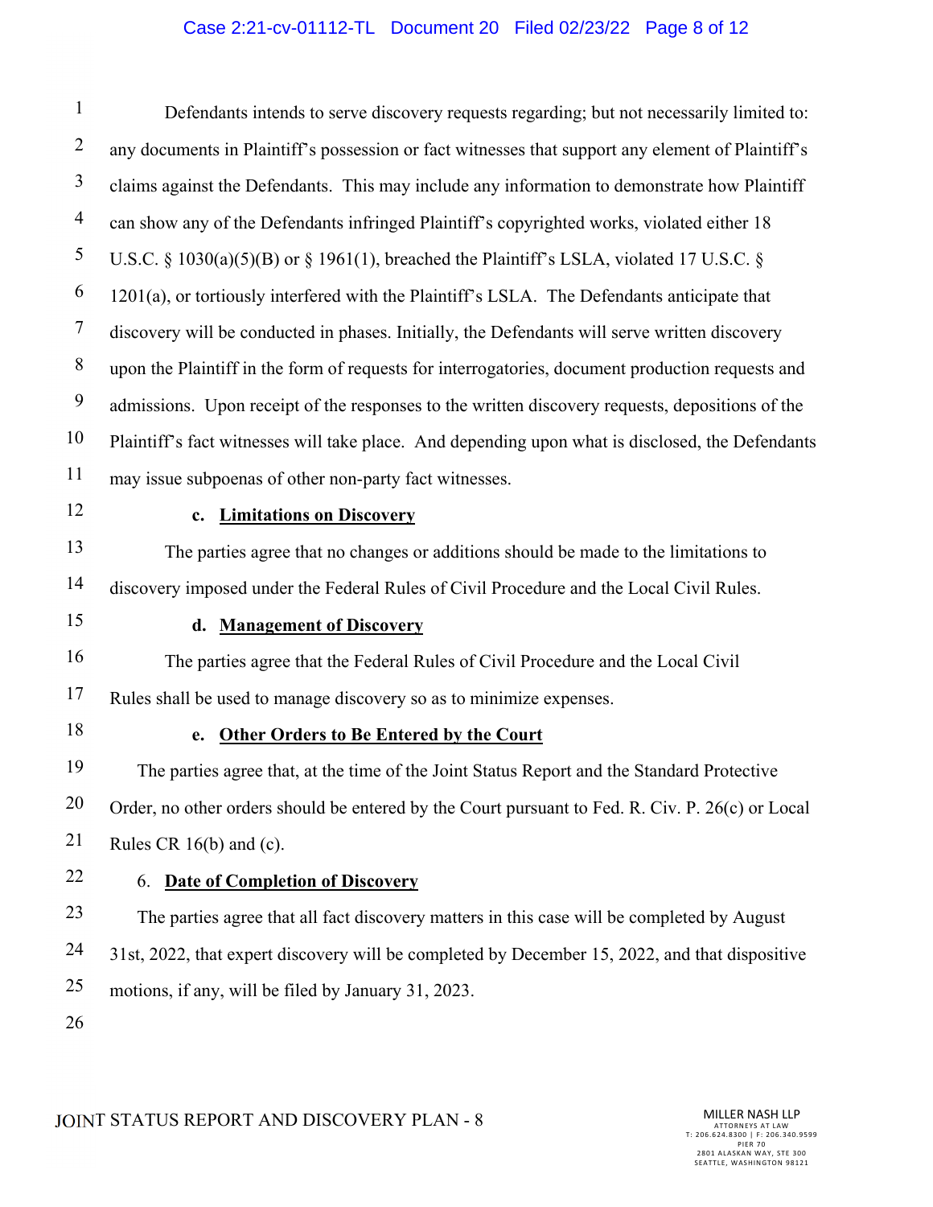Defendants intends to serve discovery requests regarding; but not necessarily limited to: any documents in Plaintiff's possession or fact witnesses that support any element of Plaintiff's claims against the Defendants. This may include any information to demonstrate how Plaintiff can show any of the Defendants infringed Plaintiff's copyrighted works, violated either 18 U.S.C. § 1030(a)(5)(B) or § 1961(1), breached the Plaintiff's LSLA, violated 17 U.S.C. § 1201(a), or tortiously interfered with the Plaintiff's LSLA. The Defendants anticipate that discovery will be conducted in phases. Initially, the Defendants will serve written discovery upon the Plaintiff in the form of requests for interrogatories, document production requests and admissions. Upon receipt of the responses to the written discovery requests, depositions of the Plaintiff's fact witnesses will take place. And depending upon what is disclosed, the Defendants may issue subpoenas of other non-party fact witnesses.

### c. Limitations on Discovery

The parties agree that no changes or additions should be made to the limitations to discovery imposed under the Federal Rules of Civil Procedure and the Local Civil Rules.

### d. Management of Discovery

The parties agree that the Federal Rules of Civil Procedure and the Local Civil Rules shall be used to manage discovery so as to minimize expenses.

### e. Other Orders to Be Entered by the Court

The parties agree that, at the time of the Joint Status Report and the Standard Protective Order, no other orders should be entered by the Court pursuant to Fed. R. Civ. P. 26(c) or Local Rules CR 16(b) and (c).

## 6. Date of Completion of Discovery

The parties agree that all fact discovery matters in this case will be completed by August 31st, 2022, that expert discovery will be completed by December 15, 2022, and that dispositive motions, if any, will be filed by January 31, 2023.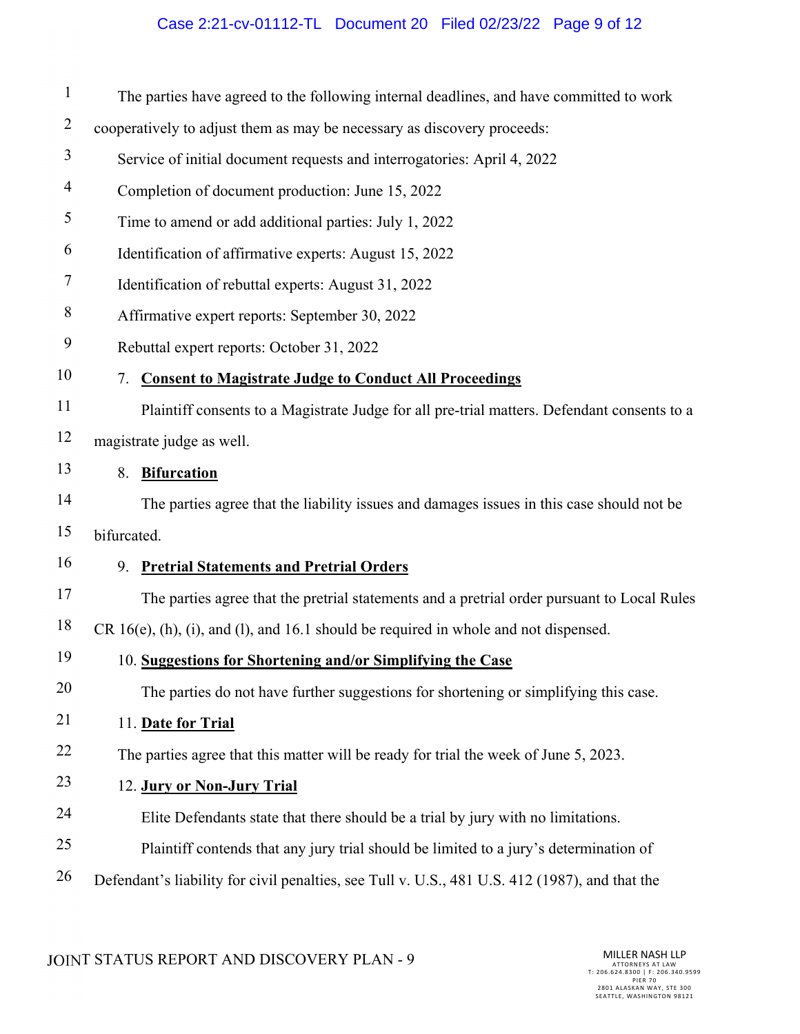The parties have agreed to the following internal deadlines, and have committed to work cooperatively to adjust them as may be necessary as discovery proceeds:

Service of initial document requests and interrogatories: April 4, 2022

Completion of document production: June 15, 2022

Time to amend or add additional parties: July 1, 2022

Identification of affirmative experts: August 15, 2022

Identification of rebuttal experts: August 31, 2022

Affirmative expert reports: September 30, 2022

Rebuttal expert reports: October 31, 2022

7. **Consent to Magistrate Judge to Conduct All Proceedings**

Plaintiff consents to a Magistrate Judge for all pre-trial matters. Defendant consents to a magistrate judge as well.

8. **Bifurcation**

The parties agree that the liability issues and damages issues in this case should not be bifurcated.

9. **Pretrial Statements and Pretrial Orders**

The parties agree that the pretrial statements and a pretrial order pursuant to Local Rules CR 16(e), (h), (i), and (l), and 16.1 should be required in whole and not dispensed.

10. **Suggestions for Shortening and/or Simplifying the Case**

The parties do not have further suggestions for shortening or simplifying this case.

11. **Date for Trial**

The parties agree that this matter will be ready for trial the week of June 5, 2023.

12. **Jury or Non-Jury Trial**

Elite Defendants state that there should be a trial by jury with no limitations.

Plaintiff contends that any jury trial should be limited to a jury's determination of Defendant's liability for civil penalties, see Tull v. U.S., 481 U.S. 412 (1987), and that the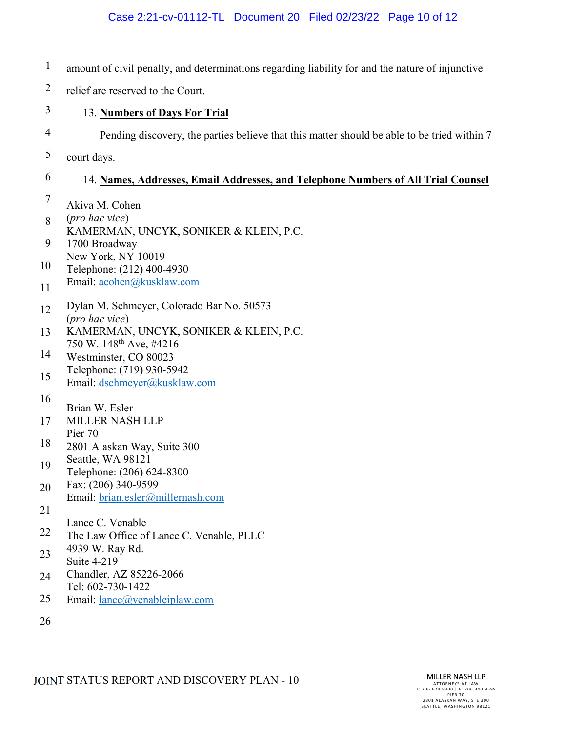amount of civil penalty, and determinations regarding liability for and the nature of injunctive relief are reserved to the Court.

13. **Numbers of Days For Trial**

Pending discovery, the parties believe that this matter should be able to be tried within 7 court days.

14. **Names, Addresses, Email Addresses, and Telephone Numbers of All Trial Counsel**

Akiva M. Cohen
(*pro hac vice*)
KAMERMAN, UNCYK, SONIKER & KLEIN, P.C.
1700 Broadway
New York, NY 10019
Telephone: (212) 400-4930
Email: acohen@kusklaw.com

Dylan M. Schmeyer, Colorado Bar No. 50573
(*pro hac vice*)
KAMERMAN, UNCYK, SONIKER & KLEIN, P.C.
750 W. 148th Ave, #4216
Westminster, CO 80023
Telephone: (719) 930-5942
Email: dschmeyer@kusklaw.com

Brian W. Esler
MILLER NASH LLP
Pier 70
2801 Alaskan Way, Suite 300
Seattle, WA 98121
Telephone: (206) 624-8300
Fax: (206) 340-9599
Email: brian.esler@millernash.com

Lance C. Venable
The Law Office of Lance C. Venable, PLLC
4939 W. Ray Rd.
Suite 4-219
Chandler, AZ 85226-2066
Tel: 602-730-1422
Email: lance@venableiplaw.com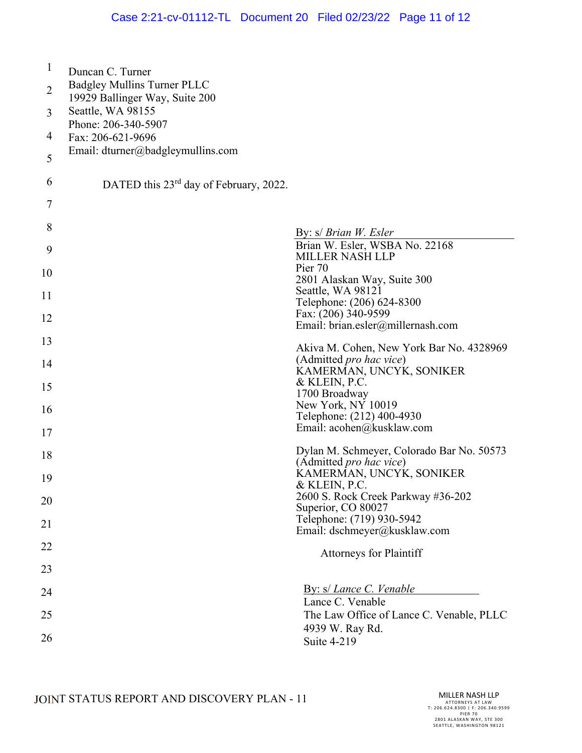Duncan C. Turner
Badgley Mullins Turner PLLC
19929 Ballinger Way, Suite 200
Seattle, WA 98155
Phone: 206-340-5907
Fax: 206-621-9696
Email: dturner@badgleymullins.com

DATED this 23rd day of February, 2022.

By: s/ *Brian W. Esler*
Brian W. Esler, WSBA No. 22168
MILLER NASH LLP
Pier 70
2801 Alaskan Way, Suite 300
Seattle, WA 98121
Telephone: (206) 624-8300
Fax: (206) 340-9599
Email: brian.esler@millernash.com

Akiva M. Cohen, New York Bar No. 4328969
(Admitted *pro hac vice*)
KAMERMAN, UNCYK, SONIKER
& KLEIN, P.C.
1700 Broadway
New York, NY 10019
Telephone: (212) 400-4930
Email: acohen@kusklaw.com

Dylan M. Schmeyer, Colorado Bar No. 50573
(Admitted *pro hac vice*)
KAMERMAN, UNCYK, SONIKER
& KLEIN, P.C.
2600 S. Rock Creek Parkway #36-202
Superior, CO 80027
Telephone: (719) 930-5942
Email: dschmeyer@kusklaw.com

Attorneys for Plaintiff

By: s/ *Lance C. Venable*
Lance C. Venable
The Law Office of Lance C. Venable, PLLC
4939 W. Ray Rd.
Suite 4-219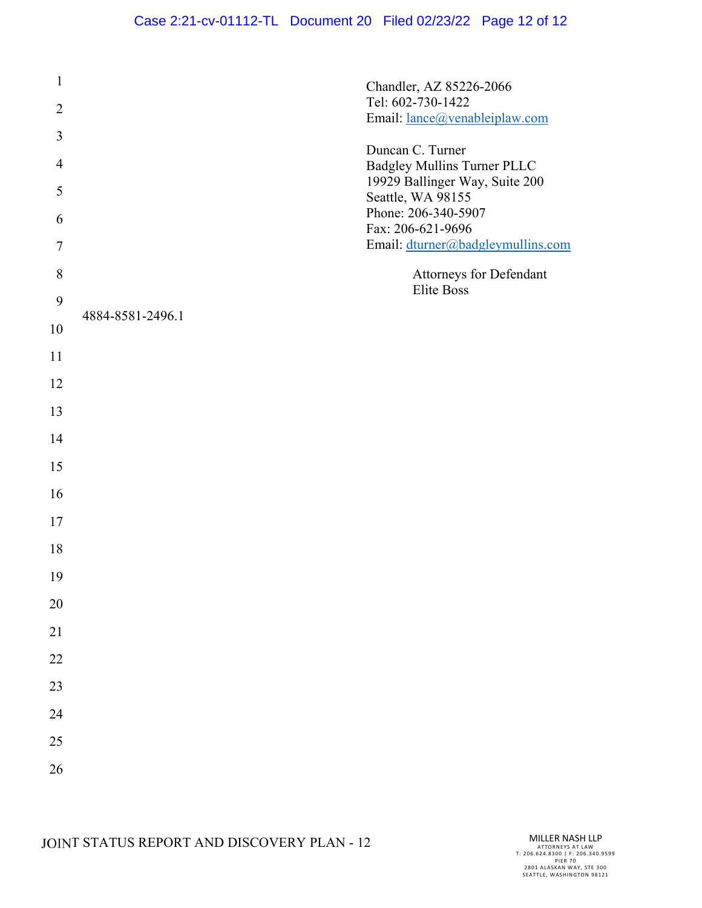Chandler, AZ 85226-2066
Tel: 602-730-1422
Email: lance@venableiplaw.com

Duncan C. Turner
Badgley Mullins Turner PLLC
19929 Ballinger Way, Suite 200
Seattle, WA 98155
Phone: 206-340-5907
Fax: 206-621-9696
Email: dturner@badgleymullins.com

Attorneys for Defendant
Elite Boss

4884-8581-2496.1